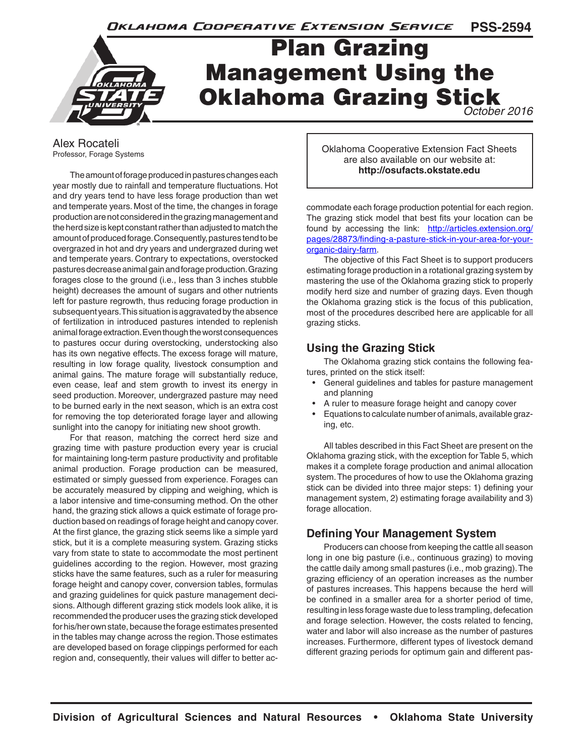# Plan Grazing Management Using the Oklahoma Grazing Stick

PSS-2594

October 2016

Alex Rocateli
Professor, Forage Systems

Oklahoma Cooperative Extension Fact Sheets are also available on our website at: **http://osufacts.okstate.edu**

The amount of forage produced in pastures changes each year mostly due to rainfall and temperature fluctuations. Hot and dry years tend to have less forage production than wet and temperate years. Most of the time, the changes in forage production are not considered in the grazing management and the herd size is kept constant rather than adjusted to match the amount of produced forage. Consequently, pastures tend to be overgrazed in hot and dry years and undergrazed during wet and temperate years. Contrary to expectations, overstocked pastures decrease animal gain and forage production. Grazing forages close to the ground (i.e., less than 3 inches stubble height) decreases the amount of sugars and other nutrients left for pasture regrowth, thus reducing forage production in subsequent years. This situation is aggravated by the absence of fertilization in introduced pastures intended to replenish animal forage extraction. Even though the worst consequences to pastures occur during overstocking, understocking also has its own negative effects. The excess forage will mature, resulting in low forage quality, livestock consumption and animal gains. The mature forage will substantially reduce, even cease, leaf and stem growth to invest its energy in seed production. Moreover, undergrazed pasture may need to be burned early in the next season, which is an extra cost for removing the top deteriorated forage layer and allowing sunlight into the canopy for initiating new shoot growth.

For that reason, matching the correct herd size and grazing time with pasture production every year is crucial for maintaining long-term pasture productivity and profitable animal production. Forage production can be measured, estimated or simply guessed from experience. Forages can be accurately measured by clipping and weighing, which is a labor intensive and time-consuming method. On the other hand, the grazing stick allows a quick estimate of forage production based on readings of forage height and canopy cover. At the first glance, the grazing stick seems like a simple yard stick, but it is a complete measuring system. Grazing sticks vary from state to state to accommodate the most pertinent guidelines according to the region. However, most grazing sticks have the same features, such as a ruler for measuring forage height and canopy cover, conversion tables, formulas and grazing guidelines for quick pasture management decisions. Although different grazing stick models look alike, it is recommended the producer uses the grazing stick developed for his/her own state, because the forage estimates presented in the tables may change across the region. Those estimates are developed based on forage clippings performed for each region and, consequently, their values will differ to better accommodate each forage production potential for each region. The grazing stick model that best fits your location can be found by accessing the link: [http://articles.extension.org/pages/28873/finding-a-pasture-stick-in-your-area-for-your-organic-dairy-farm](http://articles.extension.org/pages/28873/finding-a-pasture-stick-in-your-area-for-your-organic-dairy-farm).

The objective of this Fact Sheet is to support producers estimating forage production in a rotational grazing system by mastering the use of the Oklahoma grazing stick to properly modify herd size and number of grazing days. Even though the Oklahoma grazing stick is the focus of this publication, most of the procedures described here are applicable for all grazing sticks.

## Using the Grazing Stick

The Oklahoma grazing stick contains the following features, printed on the stick itself:

- General guidelines and tables for pasture management and planning
- A ruler to measure forage height and canopy cover
- Equations to calculate number of animals, available grazing, etc.

All tables described in this Fact Sheet are present on the Oklahoma grazing stick, with the exception for Table 5, which makes it a complete forage production and animal allocation system. The procedures of how to use the Oklahoma grazing stick can be divided into three major steps: 1) defining your management system, 2) estimating forage availability and 3) forage allocation.

## Defining Your Management System

Producers can choose from keeping the cattle all season long in one big pasture (i.e., continuous grazing) to moving the cattle daily among small pastures (i.e., mob grazing). The grazing efficiency of an operation increases as the number of pastures increases. This happens because the herd will be confined in a smaller area for a shorter period of time, resulting in less forage waste due to less trampling, defecation and forage selection. However, the costs related to fencing, water and labor will also increase as the number of pastures increases. Furthermore, different types of livestock demand different grazing periods for optimum gain and different pas-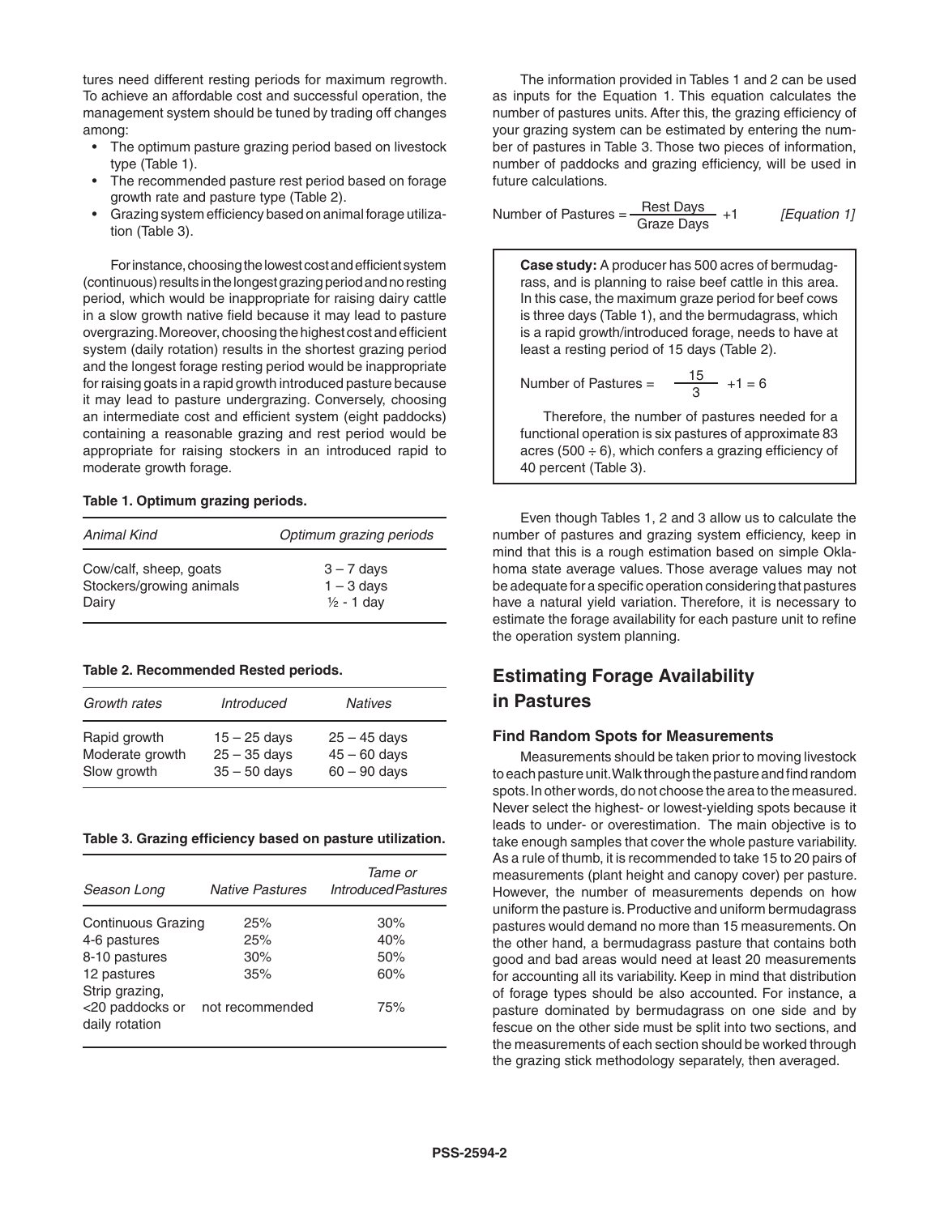tures need different resting periods for maximum regrowth. To achieve an affordable cost and successful operation, the management system should be tuned by trading off changes among:

- The optimum pasture grazing period based on livestock type (Table 1).
- The recommended pasture rest period based on forage growth rate and pasture type (Table 2).
- Grazing system efficiency based on animal forage utilization (Table 3).

For instance, choosing the lowest cost and efficient system (continuous) results in the longest grazing period and no resting period, which would be inappropriate for raising dairy cattle in a slow growth native field because it may lead to pasture overgrazing. Moreover, choosing the highest cost and efficient system (daily rotation) results in the shortest grazing period and the longest forage resting period would be inappropriate for raising goats in a rapid growth introduced pasture because it may lead to pasture undergrazing. Conversely, choosing an intermediate cost and efficient system (eight paddocks) containing a reasonable grazing and rest period would be appropriate for raising stockers in an introduced rapid to moderate growth forage.

**Table 1. Optimum grazing periods.**

| *Animal Kind* | *Optimum grazing periods* |
|---|---|
| Cow/calf, sheep, goats | 3 – 7 days |
| Stockers/growing animals | 1 – 3 days |
| Dairy | ½ - 1 day |

**Table 2. Recommended Rested periods.**

| *Growth rates* | *Introduced* | *Natives* |
|---|---|---|
| Rapid growth | 15 – 25 days | 25 – 45 days |
| Moderate growth | 25 – 35 days | 45 – 60 days |
| Slow growth | 35 – 50 days | 60 – 90 days |

**Table 3. Grazing efficiency based on pasture utilization.**

| *Season Long* | *Native Pastures* | *Tame or Introduced Pastures* |
|---|---|---|
| Continuous Grazing | 25% | 30% |
| 4-6 pastures | 25% | 40% |
| 8-10 pastures | 30% | 50% |
| 12 pastures | 35% | 60% |
| Strip grazing, <20 paddocks or daily rotation | not recommended | 75% |

The information provided in Tables 1 and 2 can be used as inputs for the Equation 1. This equation calculates the number of pastures units. After this, the grazing efficiency of your grazing system can be estimated by entering the number of pastures in Table 3. Those two pieces of information, number of paddocks and grazing efficiency, will be used in future calculations.

$$\text{Number of Pastures} = \frac{\text{Rest Days}}{\text{Graze Days}} + 1 \qquad \textit{[Equation 1]}$$

> **Case study:** A producer has 500 acres of bermudagrass, and is planning to raise beef cattle in this area. In this case, the maximum graze period for beef cows is three days (Table 1), and the bermudagrass, which is a rapid growth/introduced forage, needs to have at least a resting period of 15 days (Table 2).
>
> $$\text{Number of Pastures} = \frac{15}{3} + 1 = 6$$
>
> Therefore, the number of pastures needed for a functional operation is six pastures of approximate 83 acres (500 ÷ 6), which confers a grazing efficiency of 40 percent (Table 3).

Even though Tables 1, 2 and 3 allow us to calculate the number of pastures and grazing system efficiency, keep in mind that this is a rough estimation based on simple Oklahoma state average values. Those average values may not be adequate for a specific operation considering that pastures have a natural yield variation. Therefore, it is necessary to estimate the forage availability for each pasture unit to refine the operation system planning.

## Estimating Forage Availability in Pastures

### Find Random Spots for Measurements

Measurements should be taken prior to moving livestock to each pasture unit. Walk through the pasture and find random spots. In other words, do not choose the area to the measured. Never select the highest- or lowest-yielding spots because it leads to under- or overestimation. The main objective is to take enough samples that cover the whole pasture variability. As a rule of thumb, it is recommended to take 15 to 20 pairs of measurements (plant height and canopy cover) per pasture. However, the number of measurements depends on how uniform the pasture is. Productive and uniform bermudagrass pastures would demand no more than 15 measurements. On the other hand, a bermudagrass pasture that contains both good and bad areas would need at least 20 measurements for accounting all its variability. Keep in mind that distribution of forage types should be also accounted. For instance, a pasture dominated by bermudagrass on one side and by fescue on the other side must be split into two sections, and the measurements of each section should be worked through the grazing stick methodology separately, then averaged.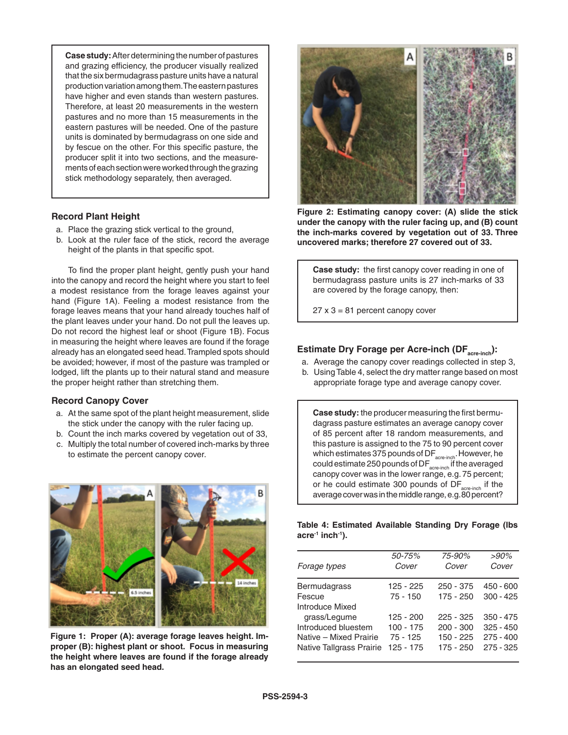**Case study:** After determining the number of pastures and grazing efficiency, the producer visually realized that the six bermudagrass pasture units have a natural production variation among them. The eastern pastures have higher and even stands than western pastures. Therefore, at least 20 measurements in the western pastures and no more than 15 measurements in the eastern pastures will be needed. One of the pasture units is dominated by bermudagrass on one side and by fescue on the other. For this specific pasture, the producer split it into two sections, and the measurements of each section were worked through the grazing stick methodology separately, then averaged.

### Record Plant Height

a. Place the grazing stick vertical to the ground,
b. Look at the ruler face of the stick, record the average height of the plants in that specific spot.

To find the proper plant height, gently push your hand into the canopy and record the height where you start to feel a modest resistance from the forage leaves against your hand (Figure 1A). Feeling a modest resistance from the forage leaves means that your hand already touches half of the plant leaves under your hand. Do not pull the leaves up. Do not record the highest leaf or shoot (Figure 1B). Focus in measuring the height where leaves are found if the forage already has an elongated seed head. Trampled spots should be avoided; however, if most of the pasture was trampled or lodged, lift the plants up to their natural stand and measure the proper height rather than stretching them.

### Record Canopy Cover

a. At the same spot of the plant height measurement, slide the stick under the canopy with the ruler facing up.
b. Count the inch marks covered by vegetation out of 33,
c. Multiply the total number of covered inch-marks by three to estimate the percent canopy cover.

**Figure 1: Proper (A): average forage leaves height. Improper (B): highest plant or shoot. Focus in measuring the height where leaves are found if the forage already has an elongated seed head.**

**Figure 2: Estimating canopy cover: (A) slide the stick under the canopy with the ruler facing up, and (B) count the inch-marks covered by vegetation out of 33. Three uncovered marks; therefore 27 covered out of 33.**

**Case study:** the first canopy cover reading in one of bermudagrass pasture units is 27 inch-marks of 33 are covered by the forage canopy, then:

27 x 3 = 81 percent canopy cover

### Estimate Dry Forage per Acre-inch ($DF_{acre\text{-}inch}$):

a. Average the canopy cover readings collected in step 3,
b. Using Table 4, select the dry matter range based on most appropriate forage type and average canopy cover.

**Case study:** the producer measuring the first bermudagrass pasture estimates an average canopy cover of 85 percent after 18 random measurements, and this pasture is assigned to the 75 to 90 percent cover which estimates 375 pounds of $DF_{acre\text{-}inch}$. However, he could estimate 250 pounds of $DF_{acre\text{-}inch}$ if the averaged canopy cover was in the lower range, e.g. 75 percent; or he could estimate 300 pounds of $DF_{acre\text{-}inch}$ if the average cover was in the middle range, e.g. 80 percent?

**Table 4: Estimated Available Standing Dry Forage (lbs $acre^{-1}$ $inch^{-1}$).**

| *Forage types* | *50-75% Cover* | *75-90% Cover* | *>90% Cover* |
|---|---|---|---|
| Bermudagrass | 125 - 225 | 250 - 375 | 450 - 600 |
| Fescue | 75 - 150 | 175 - 250 | 300 - 425 |
| Introduce Mixed grass/Legume | 125 - 200 | 225 - 325 | 350 - 475 |
| Introduced bluestem | 100 - 175 | 200 - 300 | 325 - 450 |
| Native – Mixed Prairie | 75 - 125 | 150 - 225 | 275 - 400 |
| Native Tallgrass Prairie | 125 - 175 | 175 - 250 | 275 - 325 |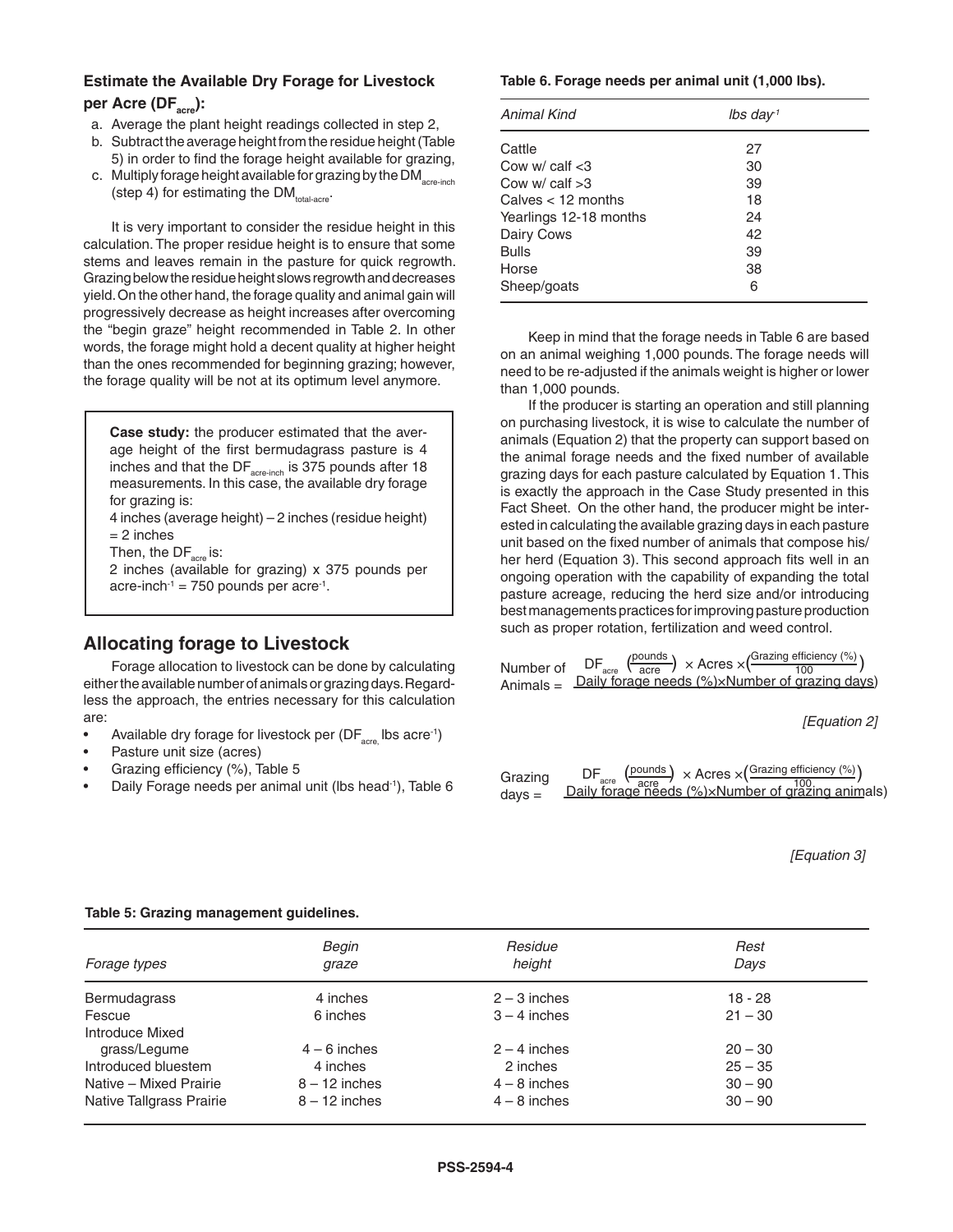### Estimate the Available Dry Forage for Livestock per Acre ($DF_{acre}$):

a. Average the plant height readings collected in step 2,
b. Subtract the average height from the residue height (Table 5) in order to find the forage height available for grazing,
c. Multiply forage height available for grazing by the $DM_{acre\text{-}inch}$ (step 4) for estimating the $DM_{total\text{-}acre}$.

It is very important to consider the residue height in this calculation. The proper residue height is to ensure that some stems and leaves remain in the pasture for quick regrowth. Grazing below the residue height slows regrowth and decreases yield. On the other hand, the forage quality and animal gain will progressively decrease as height increases after overcoming the "begin graze" height recommended in Table 2. In other words, the forage might hold a decent quality at higher height than the ones recommended for beginning grazing; however, the forage quality will be not at its optimum level anymore.

> **Case study:** the producer estimated that the average height of the first bermudagrass pasture is 4 inches and that the $DF_{acre\text{-}inch}$ is 375 pounds after 18 measurements. In this case, the available dry forage for grazing is:
>
> 4 inches (average height) – 2 inches (residue height) = 2 inches
>
> Then, the $DF_{acre}$ is:
>
> 2 inches (available for grazing) x 375 pounds per acre-inch$^{-1}$ = 750 pounds per acre$^{-1}$.

## Allocating forage to Livestock

Forage allocation to livestock can be done by calculating either the available number of animals or grazing days. Regardless the approach, the entries necessary for this calculation are:

- Available dry forage for livestock per ($DF_{acre}$, lbs acre$^{-1}$)
- Pasture unit size (acres)
- Grazing efficiency (%), Table 5
- Daily Forage needs per animal unit (lbs head$^{-1}$), Table 6

**Table 6. Forage needs per animal unit (1,000 lbs).**

| *Animal Kind* | *lbs day$^{-1}$* |
|---|---|
| Cattle | 27 |
| Cow w/ calf <3 | 30 |
| Cow w/ calf >3 | 39 |
| Calves < 12 months | 18 |
| Yearlings 12-18 months | 24 |
| Dairy Cows | 42 |
| Bulls | 39 |
| Horse | 38 |
| Sheep/goats | 6 |

Keep in mind that the forage needs in Table 6 are based on an animal weighing 1,000 pounds. The forage needs will need to be re-adjusted if the animals weight is higher or lower than 1,000 pounds.

If the producer is starting an operation and still planning on purchasing livestock, it is wise to calculate the number of animals (Equation 2) that the property can support based on the animal forage needs and the fixed number of available grazing days for each pasture calculated by Equation 1. This is exactly the approach in the Case Study presented in this Fact Sheet. On the other hand, the producer might be interested in calculating the available grazing days in each pasture unit based on the fixed number of animals that compose his/her herd (Equation 3). This second approach fits well in an ongoing operation with the capability of expanding the total pasture acreage, reducing the herd size and/or introducing best managements practices for improving pasture production such as proper rotation, fertilization and weed control.

$$\text{Number of Animals} = \frac{DF_{acre}\left(\frac{\text{pounds}}{\text{acre}}\right) \times \text{Acres} \times \left(\frac{\text{Grazing efficiency (\%)}}{100}\right)}{\text{Daily forage needs (\%)} \times \text{Number of grazing days}}$$

*[Equation 2]*

$$\text{Grazing days} = \frac{DF_{acre}\left(\frac{\text{pounds}}{\text{acre}}\right) \times \text{Acres} \times \left(\frac{\text{Grazing efficiency (\%)}}{100}\right)}{\text{Daily forage needs (\%)} \times \text{Number of grazing animals}}$$

*[Equation 3]*

**Table 5: Grazing management guidelines.**

| *Forage types* | *Begin graze* | *Residue height* | *Rest Days* |
|---|---|---|---|
| Bermudagrass | 4 inches | 2 – 3 inches | 18 - 28 |
| Fescue | 6 inches | 3 – 4 inches | 21 – 30 |
| Introduce Mixed grass/Legume | 4 – 6 inches | 2 – 4 inches | 20 – 30 |
| Introduced bluestem | 4 inches | 2 inches | 25 – 35 |
| Native – Mixed Prairie | 8 – 12 inches | 4 – 8 inches | 30 – 90 |
| Native Tallgrass Prairie | 8 – 12 inches | 4 – 8 inches | 30 – 90 |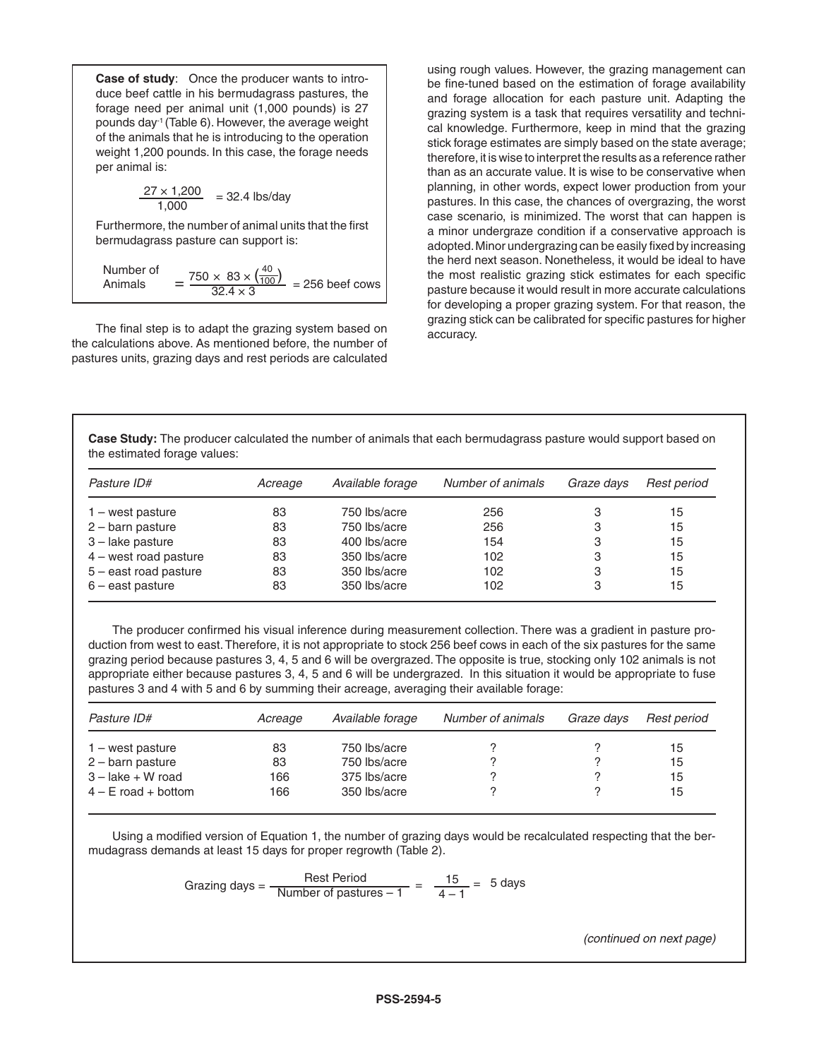**Case of study**: Once the producer wants to introduce beef cattle in his bermudagrass pastures, the forage need per animal unit (1,000 pounds) is 27 pounds day$^{-1}$ (Table 6). However, the average weight of the animals that he is introducing to the operation weight 1,200 pounds. In this case, the forage needs per animal is:

$$\frac{27 \times 1{,}200}{1{,}000} = 32.4 \text{ lbs/day}$$

Furthermore, the number of animal units that the first bermudagrass pasture can support is:

$$\text{Number of Animals} = \frac{750 \times 83 \times \left(\frac{40}{100}\right)}{32.4 \times 3} = 256 \text{ beef cows}$$

The final step is to adapt the grazing system based on the calculations above. As mentioned before, the number of pastures units, grazing days and rest periods are calculated using rough values. However, the grazing management can be fine-tuned based on the estimation of forage availability and forage allocation for each pasture unit. Adapting the grazing system is a task that requires versatility and technical knowledge. Furthermore, keep in mind that the grazing stick forage estimates are simply based on the state average; therefore, it is wise to interpret the results as a reference rather than as an accurate value. It is wise to be conservative when planning, in other words, expect lower production from your pastures. In this case, the chances of overgrazing, the worst case scenario, is minimized. The worst that can happen is a minor undergraze condition if a conservative approach is adopted. Minor undergrazing can be easily fixed by increasing the herd next season. Nonetheless, it would be ideal to have the most realistic grazing stick estimates for each specific pasture because it would result in more accurate calculations for developing a proper grazing system. For that reason, the grazing stick can be calibrated for specific pastures for higher accuracy.

**Case Study:** The producer calculated the number of animals that each bermudagrass pasture would support based on the estimated forage values:

| *Pasture ID#* | *Acreage* | *Available forage* | *Number of animals* | *Graze days* | *Rest period* |
|---|---|---|---|---|---|
| 1 – west pasture | 83 | 750 lbs/acre | 256 | 3 | 15 |
| 2 – barn pasture | 83 | 750 lbs/acre | 256 | 3 | 15 |
| 3 – lake pasture | 83 | 400 lbs/acre | 154 | 3 | 15 |
| 4 – west road pasture | 83 | 350 lbs/acre | 102 | 3 | 15 |
| 5 – east road pasture | 83 | 350 lbs/acre | 102 | 3 | 15 |
| 6 – east pasture | 83 | 350 lbs/acre | 102 | 3 | 15 |

The producer confirmed his visual inference during measurement collection. There was a gradient in pasture production from west to east. Therefore, it is not appropriate to stock 256 beef cows in each of the six pastures for the same grazing period because pastures 3, 4, 5 and 6 will be overgrazed. The opposite is true, stocking only 102 animals is not appropriate either because pastures 3, 4, 5 and 6 will be undergrazed. In this situation it would be appropriate to fuse pastures 3 and 4 with 5 and 6 by summing their acreage, averaging their available forage:

| *Pasture ID#* | *Acreage* | *Available forage* | *Number of animals* | *Graze days* | *Rest period* |
|---|---|---|---|---|---|
| 1 – west pasture | 83 | 750 lbs/acre | ? | ? | 15 |
| 2 – barn pasture | 83 | 750 lbs/acre | ? | ? | 15 |
| 3 – lake + W road | 166 | 375 lbs/acre | ? | ? | 15 |
| 4 – E road + bottom | 166 | 350 lbs/acre | ? | ? | 15 |

Using a modified version of Equation 1, the number of grazing days would be recalculated respecting that the bermudagrass demands at least 15 days for proper regrowth (Table 2).

$$\text{Grazing days} = \frac{\text{Rest Period}}{\text{Number of pastures} - 1} = \frac{15}{4 - 1} = 5 \text{ days}$$

*(continued on next page)*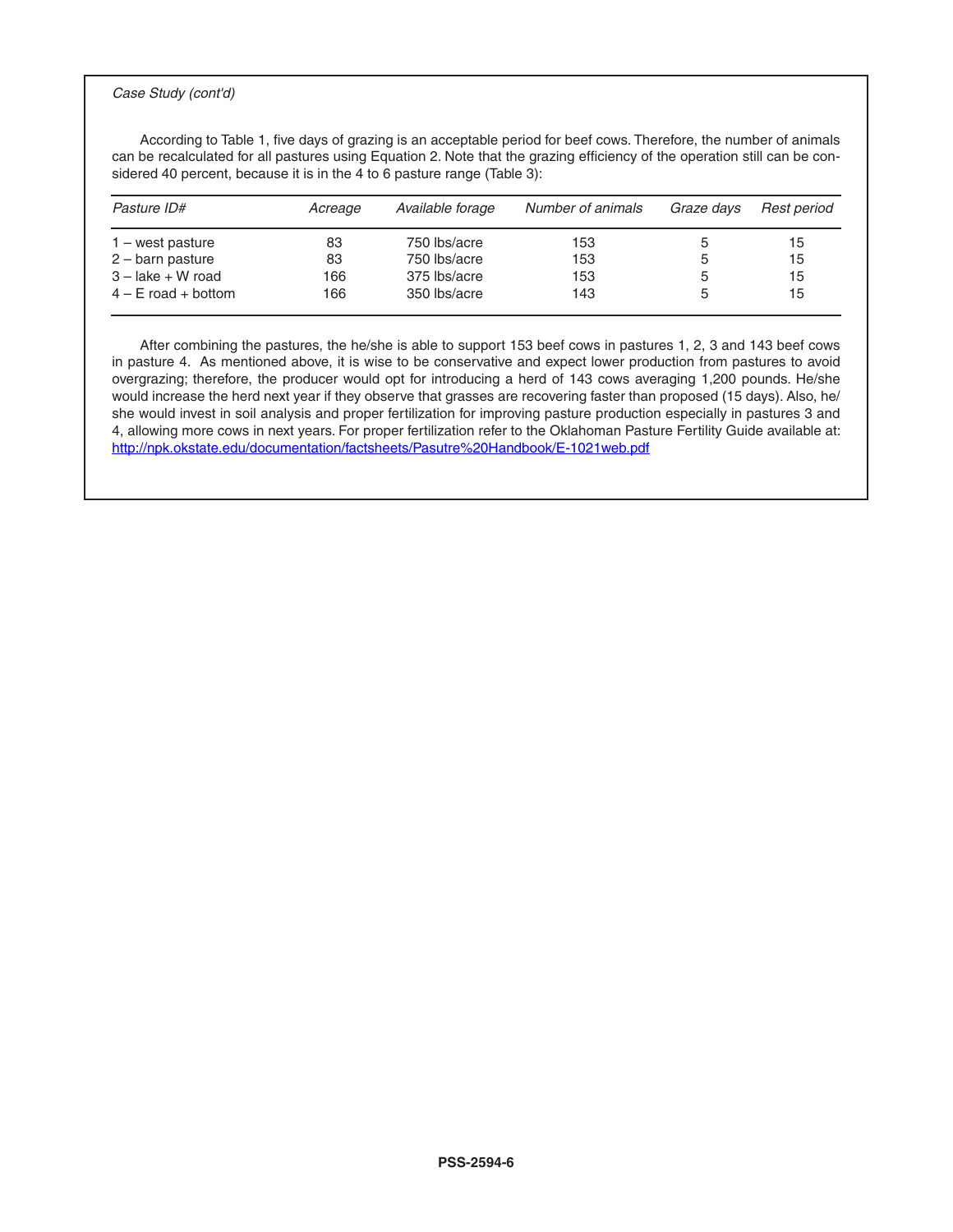*Case Study (cont'd)*

According to Table 1, five days of grazing is an acceptable period for beef cows. Therefore, the number of animals can be recalculated for all pastures using Equation 2. Note that the grazing efficiency of the operation still can be considered 40 percent, because it is in the 4 to 6 pasture range (Table 3):

| *Pasture ID#* | *Acreage* | *Available forage* | *Number of animals* | *Graze days* | *Rest period* |
|---|---|---|---|---|---|
| 1 – west pasture | 83 | 750 lbs/acre | 153 | 5 | 15 |
| 2 – barn pasture | 83 | 750 lbs/acre | 153 | 5 | 15 |
| 3 – lake + W road | 166 | 375 lbs/acre | 153 | 5 | 15 |
| 4 – E road + bottom | 166 | 350 lbs/acre | 143 | 5 | 15 |

After combining the pastures, the he/she is able to support 153 beef cows in pastures 1, 2, 3 and 143 beef cows in pasture 4. As mentioned above, it is wise to be conservative and expect lower production from pastures to avoid overgrazing; therefore, the producer would opt for introducing a herd of 143 cows averaging 1,200 pounds. He/she would increase the herd next year if they observe that grasses are recovering faster than proposed (15 days). Also, he/she would invest in soil analysis and proper fertilization for improving pasture production especially in pastures 3 and 4, allowing more cows in next years. For proper fertilization refer to the Oklahoman Pasture Fertility Guide available at: http://npk.okstate.edu/documentation/factsheets/Pasutre%20Handbook/E-1021web.pdf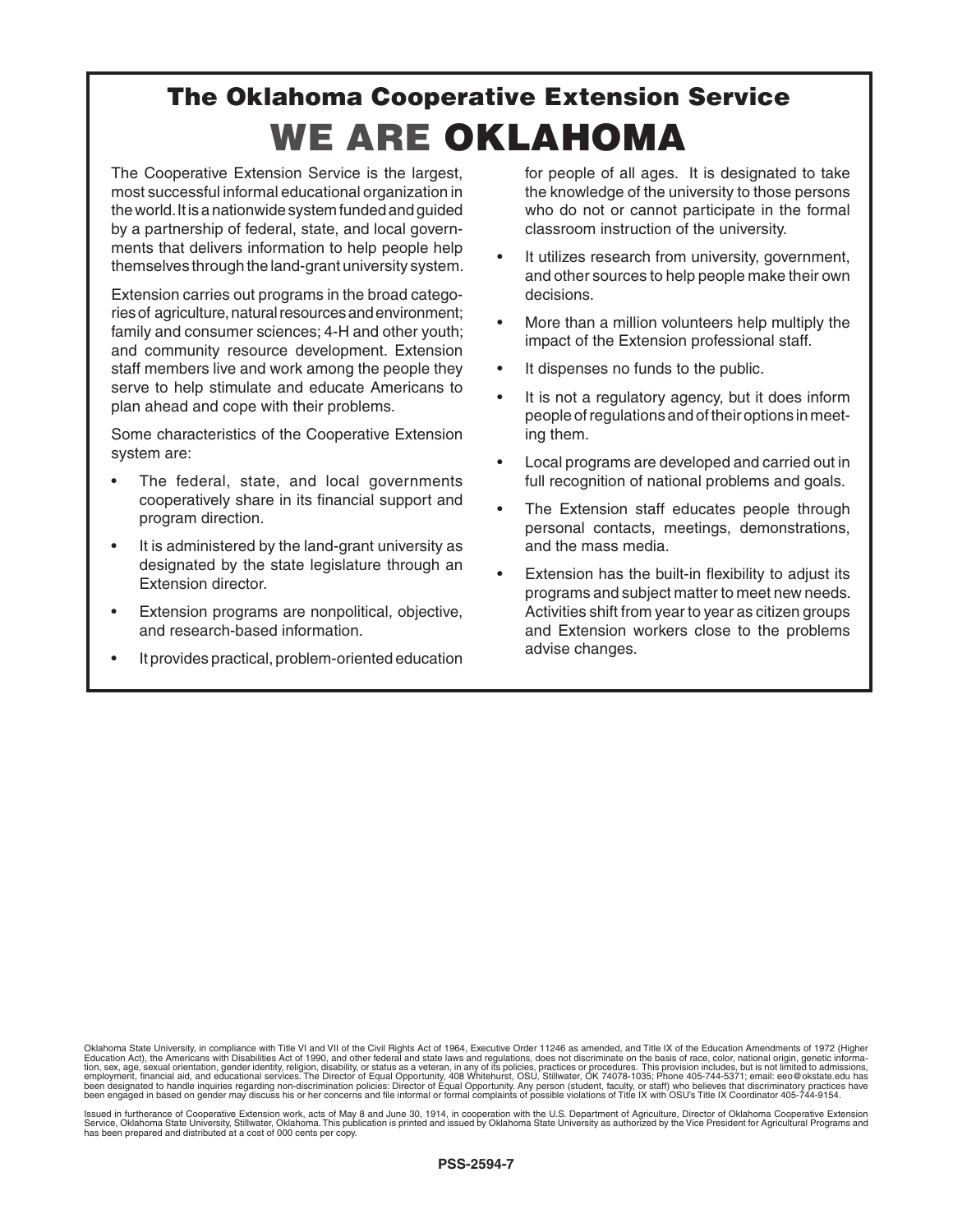## The Oklahoma Cooperative Extension Service

# WE ARE OKLAHOMA

The Cooperative Extension Service is the largest, most successful informal educational organization in the world. It is a nationwide system funded and guided by a partnership of federal, state, and local governments that delivers information to help people help themselves through the land-grant university system.

Extension carries out programs in the broad categories of agriculture, natural resources and environment; family and consumer sciences; 4-H and other youth; and community resource development. Extension staff members live and work among the people they serve to help stimulate and educate Americans to plan ahead and cope with their problems.

Some characteristics of the Cooperative Extension system are:

- The federal, state, and local governments cooperatively share in its financial support and program direction.
- It is administered by the land-grant university as designated by the state legislature through an Extension director.
- Extension programs are nonpolitical, objective, and research-based information.
- It provides practical, problem-oriented education for people of all ages. It is designated to take the knowledge of the university to those persons who do not or cannot participate in the formal classroom instruction of the university.
- It utilizes research from university, government, and other sources to help people make their own decisions.
- More than a million volunteers help multiply the impact of the Extension professional staff.
- It dispenses no funds to the public.
- It is not a regulatory agency, but it does inform people of regulations and of their options in meeting them.
- Local programs are developed and carried out in full recognition of national problems and goals.
- The Extension staff educates people through personal contacts, meetings, demonstrations, and the mass media.
- Extension has the built-in flexibility to adjust its programs and subject matter to meet new needs. Activities shift from year to year as citizen groups and Extension workers close to the problems advise changes.

Oklahoma State University, in compliance with Title VI and VII of the Civil Rights Act of 1964, Executive Order 11246 as amended, and Title IX of the Education Amendments of 1972 (Higher Education Act), the Americans with Disabilities Act of 1990, and other federal and state laws and regulations, does not discriminate on the basis of race, color, national origin, genetic information, sex, age, sexual orientation, gender identity, religion, disability, or status as a veteran, in any of its policies, practices or procedures. This provision includes, but is not limited to admissions, employment, financial aid, and educational services. The Director of Equal Opportunity, 408 Whitehurst, OSU, Stillwater, OK 74078-1035; Phone 405-744-5371; email: eeo@okstate.edu has been designated to handle inquiries regarding non-discrimination policies: Director of Equal Opportunity. Any person (student, faculty, or staff) who believes that discriminatory practices have been engaged in based on gender may discuss his or her concerns and file informal or formal complaints of possible violations of Title IX with OSU's Title IX Coordinator 405-744-9154.

Issued in furtherance of Cooperative Extension work, acts of May 8 and June 30, 1914, in cooperation with the U.S. Department of Agriculture, Director of Oklahoma Cooperative Extension Service, Oklahoma State University, Stillwater, Oklahoma. This publication is printed and issued by Oklahoma State University as authorized by the Vice President for Agricultural Programs and has been prepared and distributed at a cost of 000 cents per copy.

**PSS-2594-7**